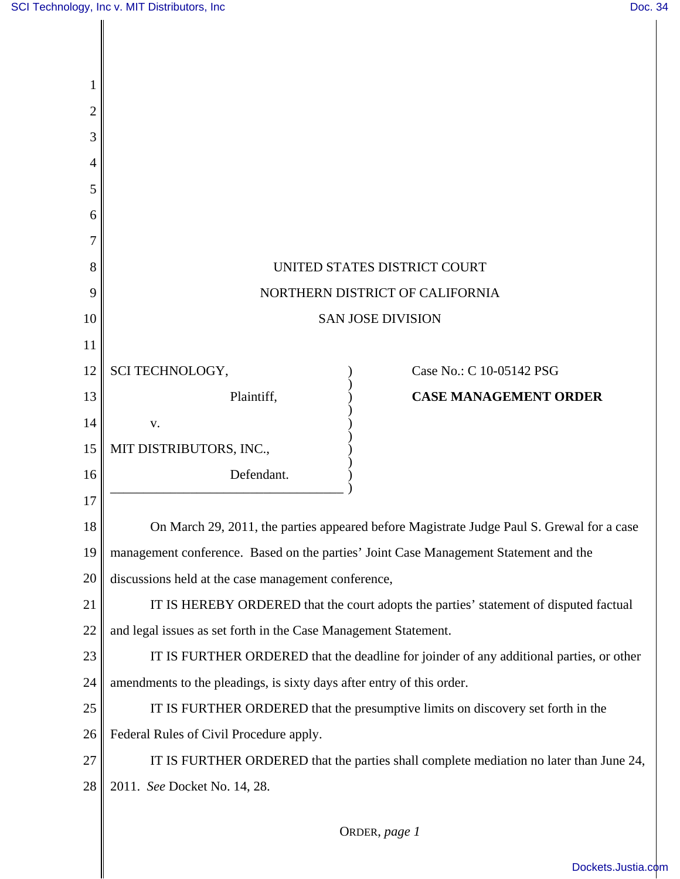UNITED STATES DISTRICT COURT

NORTHERN DISTRICT OF CALIFORNIA

SAN JOSE DIVISION

| | |
|---|---|
| SCI TECHNOLOGY,<br><br>Plaintiff,<br><br>v.<br><br>MIT DISTRIBUTORS, INC.,<br><br>Defendant. | Case No.: C 10-05142 PSG<br><br>**CASE MANAGEMENT ORDER** |

On March 29, 2011, the parties appeared before Magistrate Judge Paul S. Grewal for a case management conference. Based on the parties' Joint Case Management Statement and the discussions held at the case management conference,

IT IS HEREBY ORDERED that the court adopts the parties' statement of disputed factual and legal issues as set forth in the Case Management Statement.

IT IS FURTHER ORDERED that the deadline for joinder of any additional parties, or other amendments to the pleadings, is sixty days after entry of this order.

IT IS FURTHER ORDERED that the presumptive limits on discovery set forth in the Federal Rules of Civil Procedure apply.

IT IS FURTHER ORDERED that the parties shall complete mediation no later than June 24, 2011. *See* Docket No. 14, 28.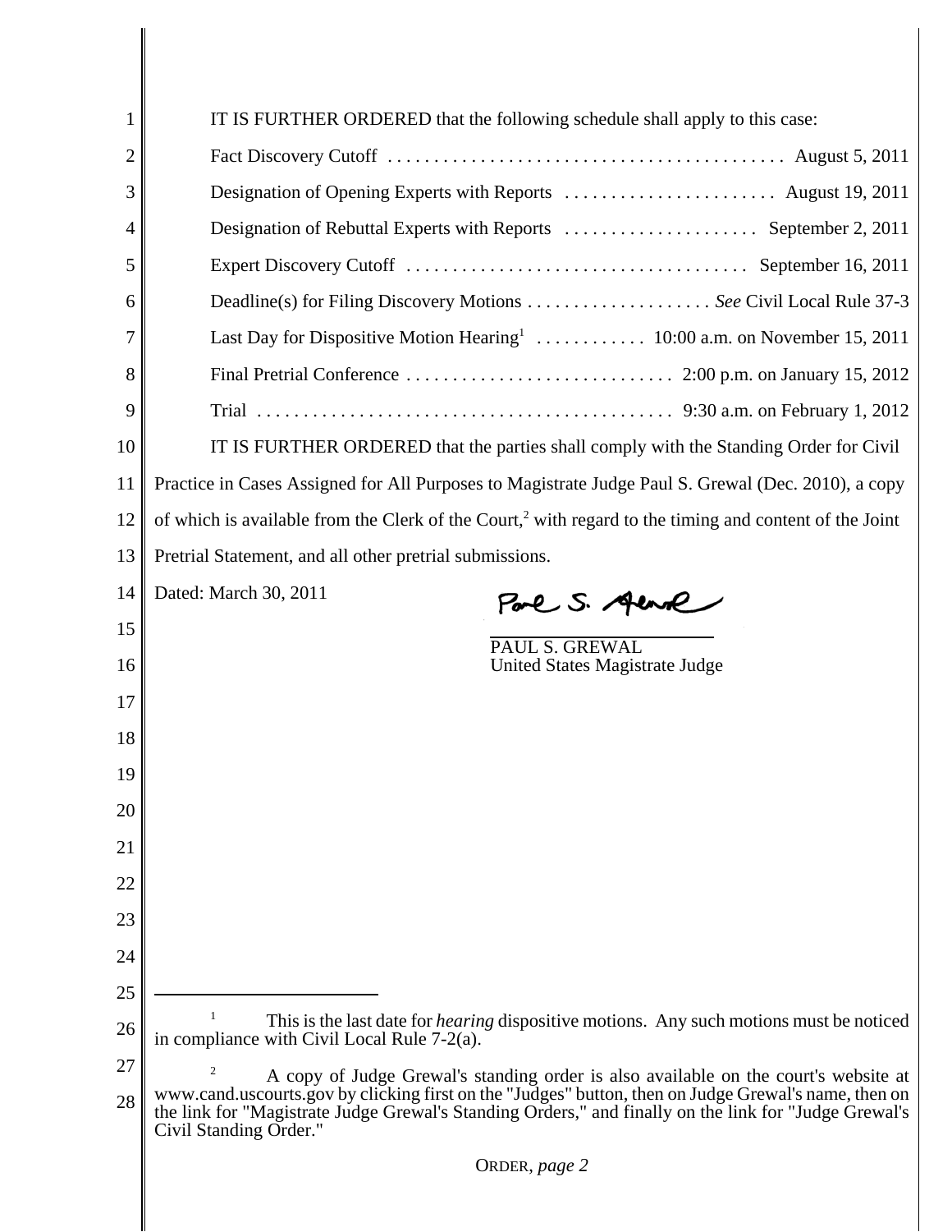IT IS FURTHER ORDERED that the following schedule shall apply to this case:

| | |
|---|---|
| Fact Discovery Cutoff | August 5, 2011 |
| Designation of Opening Experts with Reports | August 19, 2011 |
| Designation of Rebuttal Experts with Reports | September 2, 2011 |
| Expert Discovery Cutoff | September 16, 2011 |
| Deadline(s) for Filing Discovery Motions | *See* Civil Local Rule 37-3 |
| Last Day for Dispositive Motion Hearing[1] | 10:00 a.m. on November 15, 2011 |
| Final Pretrial Conference | 2:00 p.m. on January 15, 2012 |
| Trial | 9:30 a.m. on February 1, 2012 |

IT IS FURTHER ORDERED that the parties shall comply with the Standing Order for Civil Practice in Cases Assigned for All Purposes to Magistrate Judge Paul S. Grewal (Dec. 2010), a copy of which is available from the Clerk of the Court,[2] with regard to the timing and content of the Joint Pretrial Statement, and all other pretrial submissions.

Dated: March 30, 2011

PAUL S. GREWAL
United States Magistrate Judge

---

[1] This is the last date for *hearing* dispositive motions. Any such motions must be noticed in compliance with Civil Local Rule 7-2(a).

[2] A copy of Judge Grewal's standing order is also available on the court's website at www.cand.uscourts.gov by clicking first on the "Judges" button, then on Judge Grewal's name, then on the link for "Magistrate Judge Grewal's Standing Orders," and finally on the link for "Judge Grewal's Civil Standing Order."